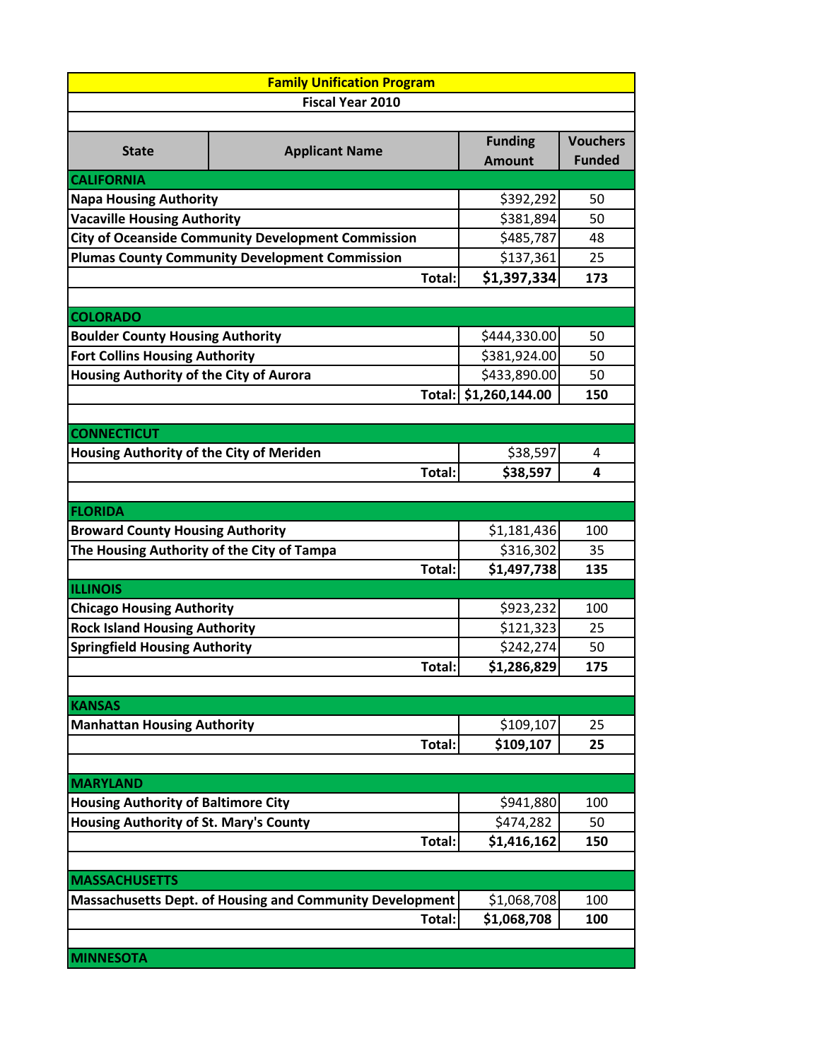| Family Unification Program | | | |
|---|---|---|---|
| Fiscal Year 2010 | | | |
| **State** | **Applicant Name** | **Funding Amount** | **Vouchers Funded** |
| **CALIFORNIA** | | | |
| **Napa Housing Authority** | | $392,292 | 50 |
| **Vacaville Housing Authority** | | $381,894 | 50 |
| **City of Oceanside Community Development Commission** | | $485,787 | 48 |
| **Plumas County Community Development Commission** | | $137,361 | 25 |
| | **Total:** | **$1,397,334** | **173** |
| **COLORADO** | | | |
| **Boulder County Housing Authority** | | $444,330.00 | 50 |
| **Fort Collins Housing Authority** | | $381,924.00 | 50 |
| **Housing Authority of the City of Aurora** | | $433,890.00 | 50 |
| | **Total:** | **$1,260,144.00** | **150** |
| **CONNECTICUT** | | | |
| **Housing Authority of the City of Meriden** | | $38,597 | 4 |
| | **Total:** | **$38,597** | **4** |
| **FLORIDA** | | | |
| **Broward County Housing Authority** | | $1,181,436 | 100 |
| **The Housing Authority of the City of Tampa** | | $316,302 | 35 |
| | **Total:** | **$1,497,738** | **135** |
| **ILLINOIS** | | | |
| **Chicago Housing Authority** | | $923,232 | 100 |
| **Rock Island Housing Authority** | | $121,323 | 25 |
| **Springfield Housing Authority** | | $242,274 | 50 |
| | **Total:** | **$1,286,829** | **175** |
| **KANSAS** | | | |
| **Manhattan Housing Authority** | | $109,107 | 25 |
| | **Total:** | **$109,107** | **25** |
| **MARYLAND** | | | |
| **Housing Authority of Baltimore City** | | $941,880 | 100 |
| **Housing Authority of St. Mary's County** | | $474,282 | 50 |
| | **Total:** | **$1,416,162** | **150** |
| **MASSACHUSETTS** | | | |
| **Massachusetts Dept. of Housing and Community Development** | | $1,068,708 | 100 |
| | **Total:** | **$1,068,708** | **100** |
| **MINNESOTA** | | | |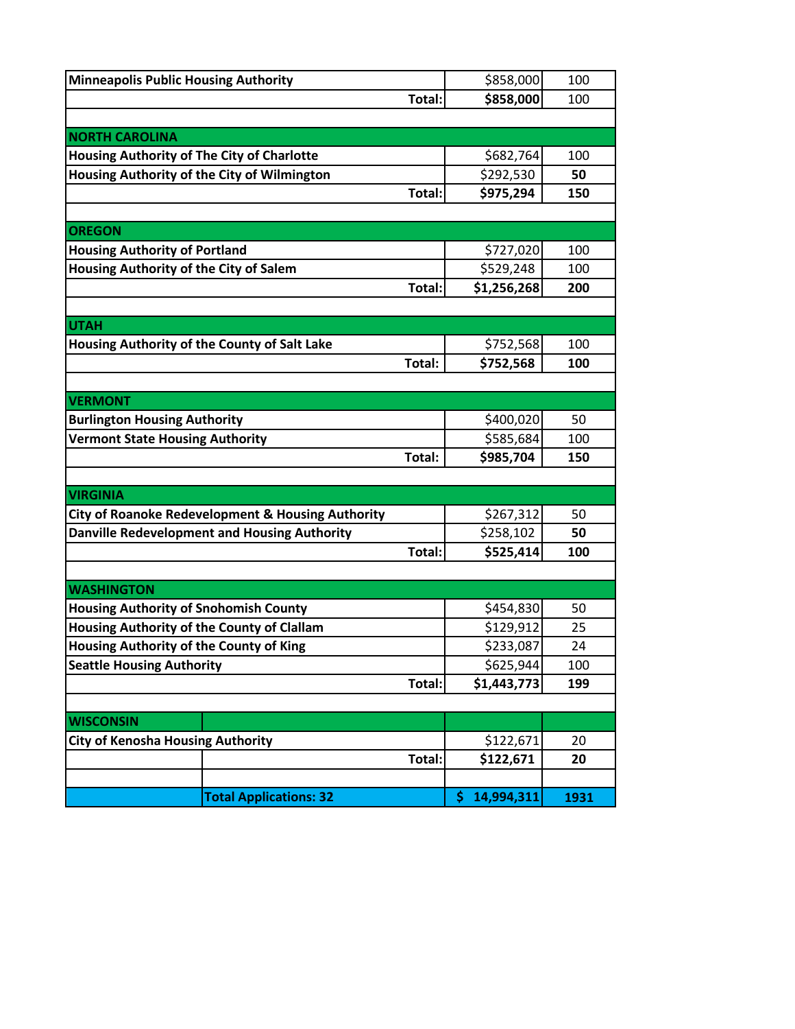| | | |
|---|---|---|
| **Minneapolis Public Housing Authority** | $858,000 | 100 |
| **Total:** | **$858,000** | 100 |
| | | |
| **NORTH CAROLINA** | | |
| **Housing Authority of The City of Charlotte** | $682,764 | 100 |
| **Housing Authority of the City of Wilmington** | $292,530 | **50** |
| **Total:** | **$975,294** | **150** |
| | | |
| **OREGON** | | |
| **Housing Authority of Portland** | $727,020 | 100 |
| **Housing Authority of the City of Salem** | $529,248 | 100 |
| **Total:** | **$1,256,268** | **200** |
| | | |
| **UTAH** | | |
| **Housing Authority of the County of Salt Lake** | $752,568 | 100 |
| **Total:** | **$752,568** | **100** |
| | | |
| **VERMONT** | | |
| **Burlington Housing Authority** | $400,020 | 50 |
| **Vermont State Housing Authority** | $585,684 | 100 |
| **Total:** | **$985,704** | **150** |
| | | |
| **VIRGINIA** | | |
| **City of Roanoke Redevelopment & Housing Authority** | $267,312 | 50 |
| **Danville Redevelopment and Housing Authority** | $258,102 | **50** |
| **Total:** | **$525,414** | **100** |
| | | |
| **WASHINGTON** | | |
| **Housing Authority of Snohomish County** | $454,830 | 50 |
| **Housing Authority of the County of Clallam** | $129,912 | 25 |
| **Housing Authority of the County of King** | $233,087 | 24 |
| **Seattle Housing Authority** | $625,944 | 100 |
| **Total:** | **$1,443,773** | **199** |
| | | |
| **WISCONSIN** | | |
| **City of Kenosha Housing Authority** | $122,671 | 20 |
| **Total:** | **$122,671** | **20** |
| | | |
| **Total Applications: 32** | **$ 14,994,311** | **1931** |